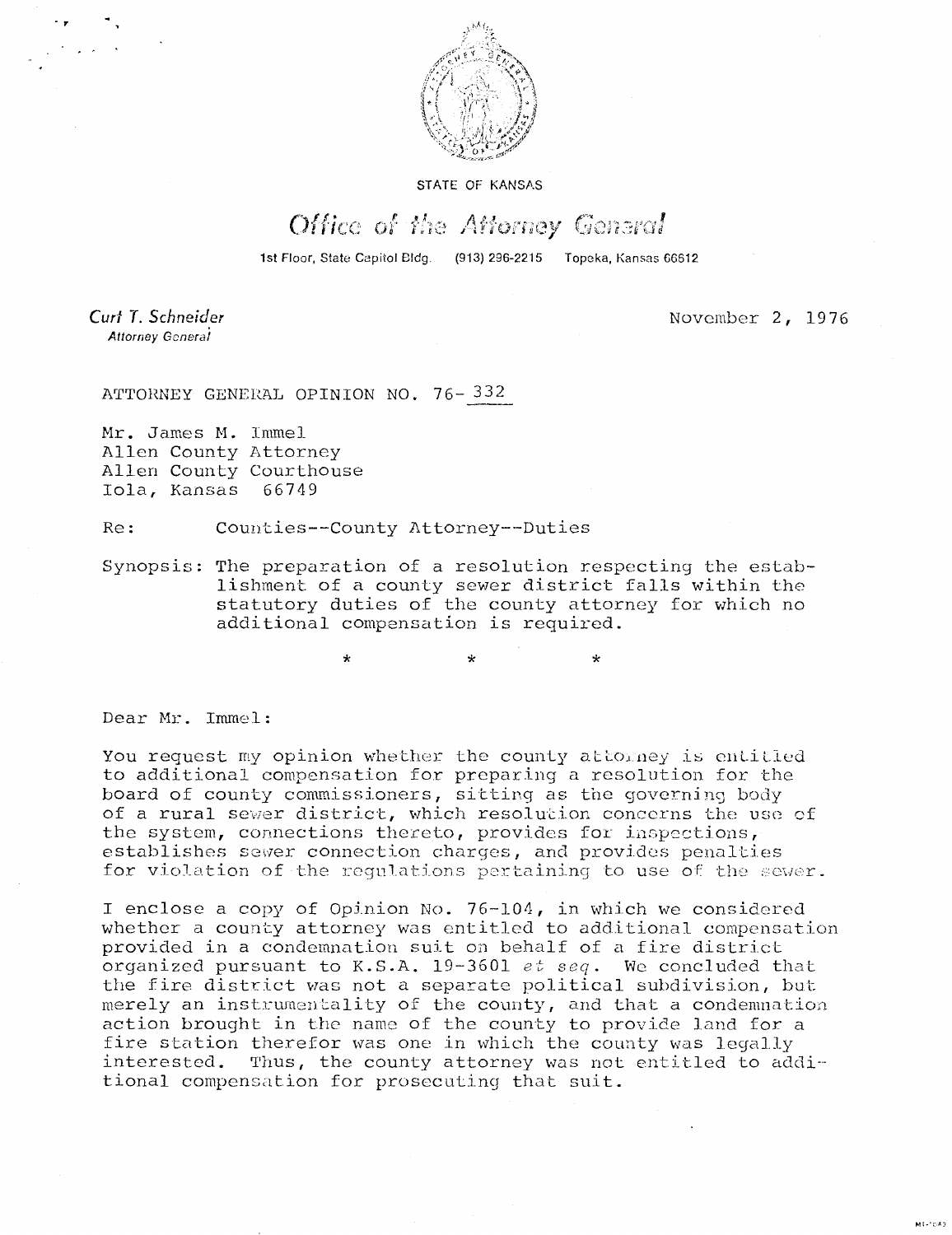STATE OF KANSAS

*Office of the Attorney General*

1st Floor, State Capitol Bldg. (913) 296-2215 Topeka, Kansas 66612

*Curt T. Schneider*
*Attorney General*

November 2, 1976

ATTORNEY GENERAL OPINION NO. 76-332

Mr. James M. Immel
Allen County Attorney
Allen County Courthouse
Iola, Kansas 66749

Re: Counties--County Attorney--Duties

Synopsis: The preparation of a resolution respecting the establishment of a county sewer district falls within the statutory duties of the county attorney for which no additional compensation is required.

\* \* \*

Dear Mr. Immel:

You request my opinion whether the county attorney is entitled to additional compensation for preparing a resolution for the board of county commissioners, sitting as the governing body of a rural sewer district, which resolution concerns the use of the system, connections thereto, provides for inspections, establishes sewer connection charges, and provides penalties for violation of the regulations pertaining to use of the sewer.

I enclose a copy of Opinion No. 76-104, in which we considered whether a county attorney was entitled to additional compensation provided in a condemnation suit on behalf of a fire district organized pursuant to K.S.A. 19-3601 *et seq*. We concluded that the fire district was not a separate political subdivision, but merely an instrumentality of the county, and that a condemnation action brought in the name of the county to provide land for a fire station therefor was one in which the county was legally interested. Thus, the county attorney was not entitled to additional compensation for prosecuting that suit.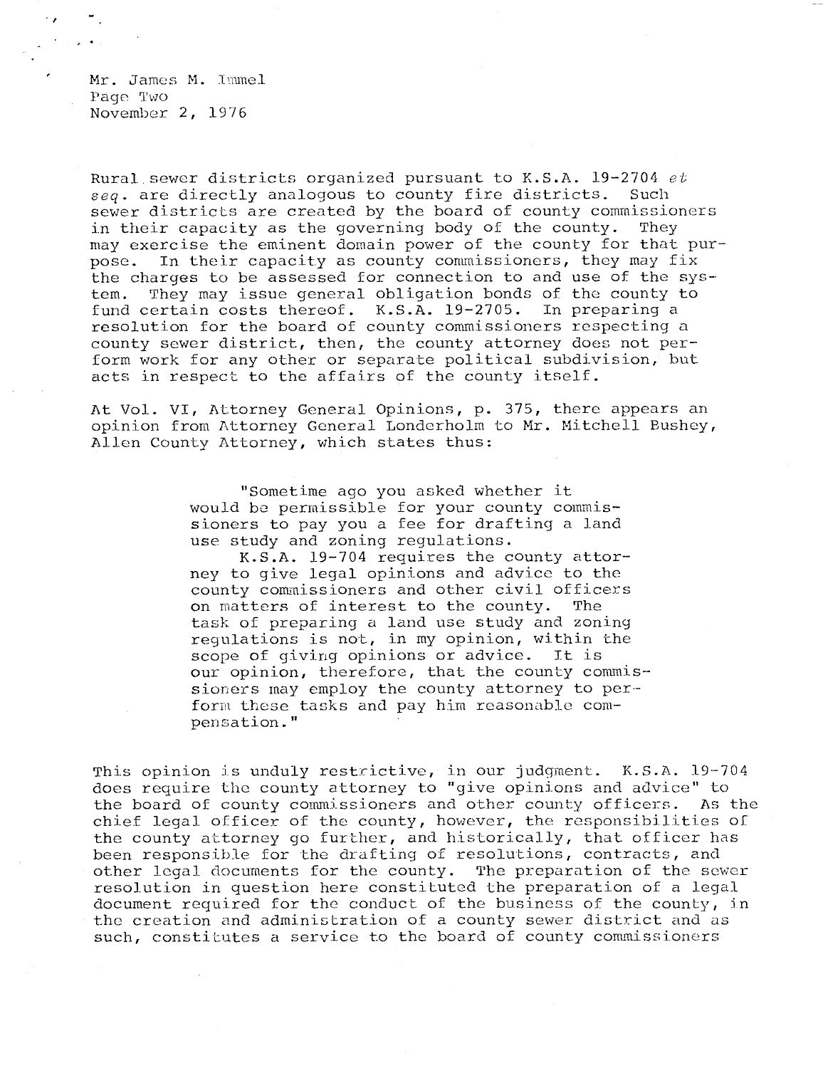Rural sewer districts organized pursuant to K.S.A. 19-2704 *et seq.* are directly analogous to county fire districts. Such sewer districts are created by the board of county commissioners in their capacity as the governing body of the county. They may exercise the eminent domain power of the county for that purpose. In their capacity as county commissioners, they may fix the charges to be assessed for connection to and use of the system. They may issue general obligation bonds of the county to fund certain costs thereof. K.S.A. 19-2705. In preparing a resolution for the board of county commissioners respecting a county sewer district, then, the county attorney does not perform work for any other or separate political subdivision, but acts in respect to the affairs of the county itself.

At Vol. VI, Attorney General Opinions, p. 375, there appears an opinion from Attorney General Londerholm to Mr. Mitchell Bushey, Allen County Attorney, which states thus:

> "Sometime ago you asked whether it would be permissible for your county commissioners to pay you a fee for drafting a land use study and zoning regulations.
>
> K.S.A. 19-704 requires the county attorney to give legal opinions and advice to the county commissioners and other civil officers on matters of interest to the county. The task of preparing a land use study and zoning regulations is not, in my opinion, within the scope of giving opinions or advice. It is our opinion, therefore, that the county commissioners may employ the county attorney to perform these tasks and pay him reasonable compensation."

This opinion is unduly restrictive, in our judgment. K.S.A. 19-704 does require the county attorney to "give opinions and advice" to the board of county commissioners and other county officers. As the chief legal officer of the county, however, the responsibilities of the county attorney go further, and historically, that officer has been responsible for the drafting of resolutions, contracts, and other legal documents for the county. The preparation of the sewer resolution in question here constituted the preparation of a legal document required for the conduct of the business of the county, in the creation and administration of a county sewer district and as such, constitutes a service to the board of county commissioners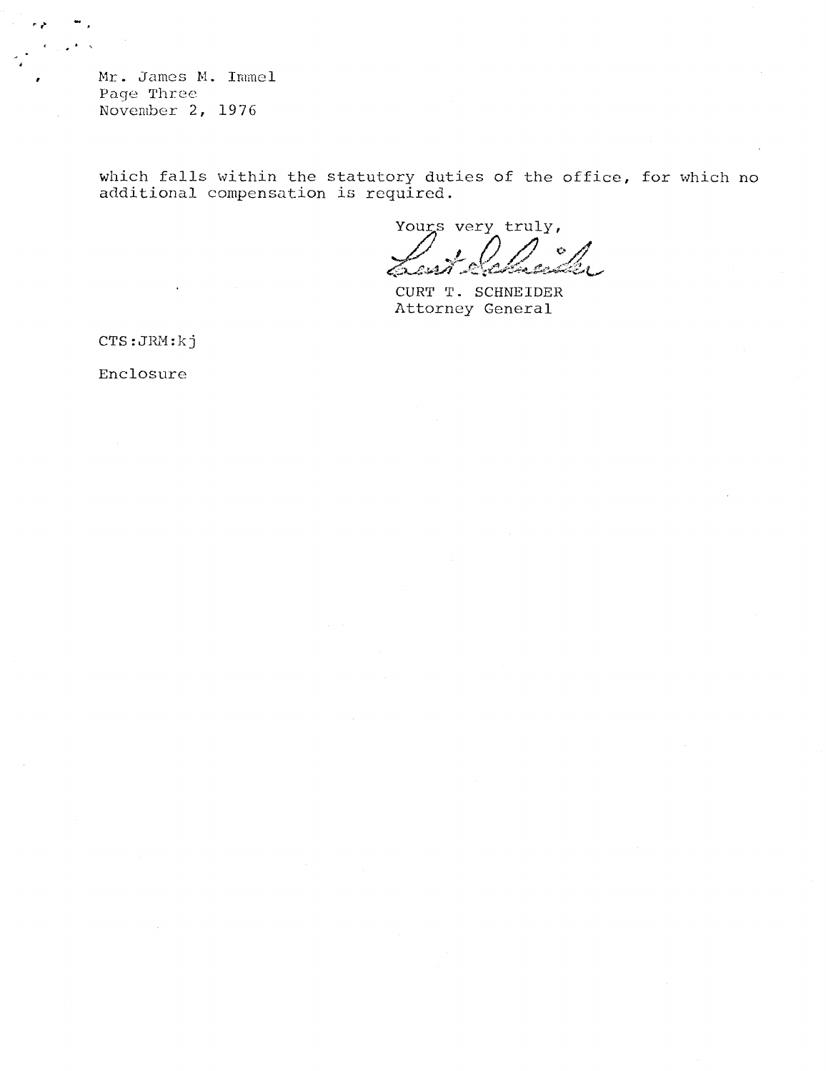Mr. James M. Immel
Page Three
November 2, 1976

which falls within the statutory duties of the office, for which no additional compensation is required.

Yours very truly,

CURT T. SCHNEIDER
Attorney General

CTS:JRM:kj

Enclosure